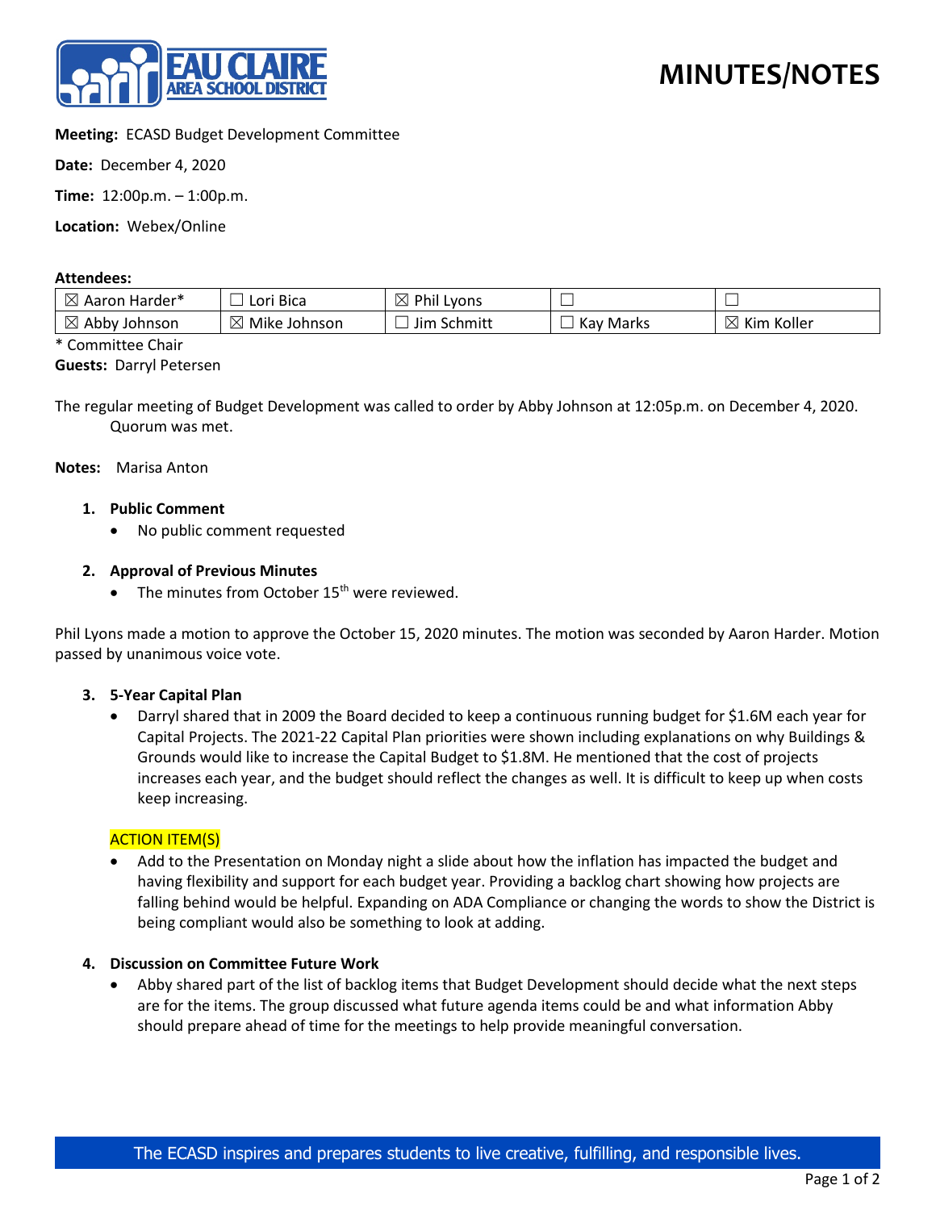# MINUTES/NOTES

**Meeting:** ECASD Budget Development Committee

**Date:** December 4, 2020

**Time:** 12:00p.m. – 1:00p.m.

**Location:** Webex/Online

**Attendees:**

| | | | | |
|---|---|---|---|---|
| ☒ Aaron Harder* | ☐ Lori Bica | ☒ Phil Lyons | ☐ | ☐ |
| ☒ Abby Johnson | ☒ Mike Johnson | ☐ Jim Schmitt | ☐ Kay Marks | ☒ Kim Koller |

\* Committee Chair

**Guests:** Darryl Petersen

The regular meeting of Budget Development was called to order by Abby Johnson at 12:05p.m. on December 4, 2020. Quorum was met.

**Notes:** Marisa Anton

1. **Public Comment**
   - No public comment requested

2. **Approval of Previous Minutes**
   - The minutes from October 15th were reviewed.

Phil Lyons made a motion to approve the October 15, 2020 minutes. The motion was seconded by Aaron Harder. Motion passed by unanimous voice vote.

3. **5-Year Capital Plan**
   - Darryl shared that in 2009 the Board decided to keep a continuous running budget for $1.6M each year for Capital Projects. The 2021-22 Capital Plan priorities were shown including explanations on why Buildings & Grounds would like to increase the Capital Budget to $1.8M. He mentioned that the cost of projects increases each year, and the budget should reflect the changes as well. It is difficult to keep up when costs keep increasing.

ACTION ITEM(S)

- Add to the Presentation on Monday night a slide about how the inflation has impacted the budget and having flexibility and support for each budget year. Providing a backlog chart showing how projects are falling behind would be helpful. Expanding on ADA Compliance or changing the words to show the District is being compliant would also be something to look at adding.

4. **Discussion on Committee Future Work**
   - Abby shared part of the list of backlog items that Budget Development should decide what the next steps are for the items. The group discussed what future agenda items could be and what information Abby should prepare ahead of time for the meetings to help provide meaningful conversation.

The ECASD inspires and prepares students to live creative, fulfilling, and responsible lives.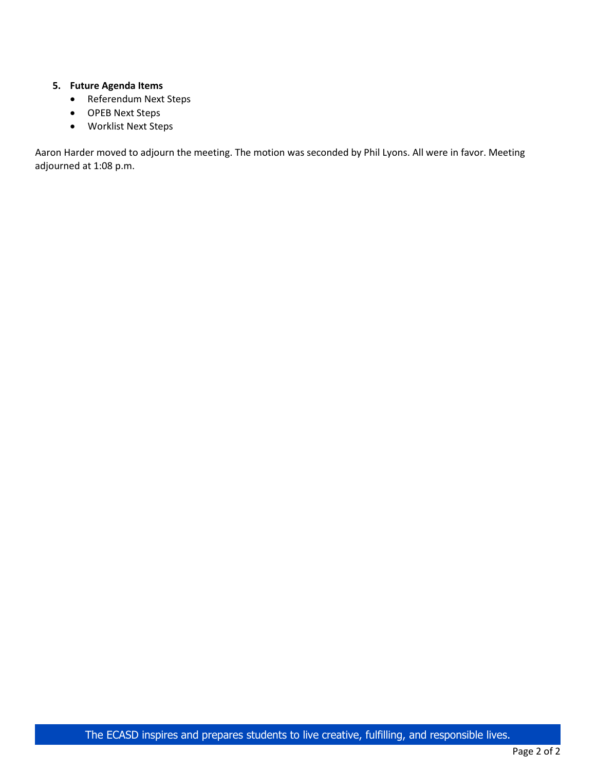5. **Future Agenda Items**
    - Referendum Next Steps
    - OPEB Next Steps
    - Worklist Next Steps

Aaron Harder moved to adjourn the meeting. The motion was seconded by Phil Lyons. All were in favor. Meeting adjourned at 1:08 p.m.

The ECASD inspires and prepares students to live creative, fulfilling, and responsible lives.